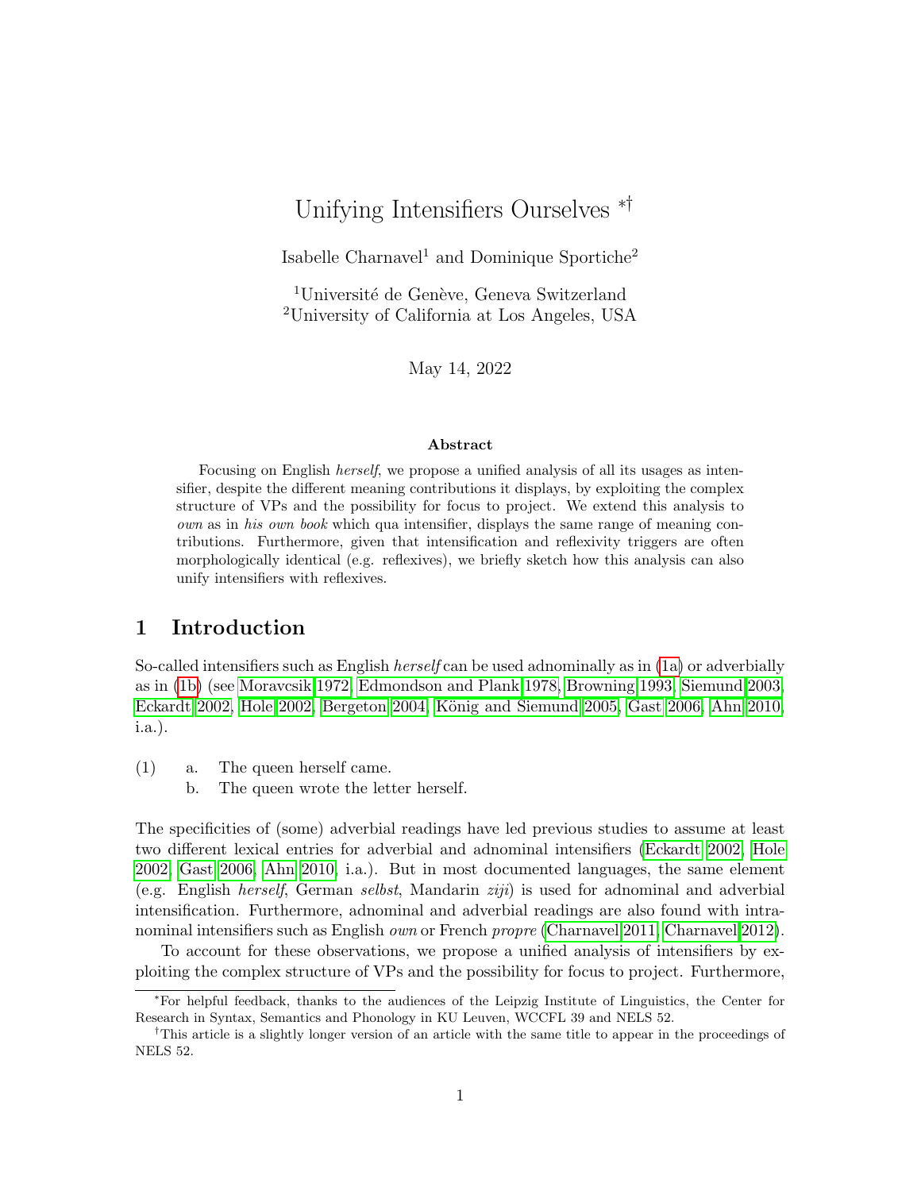# Unifying Intensifiers Ourselves *†

Isabelle Charnavel[1] and Dominique Sportiche[2]

[1]Université de Genève, Geneva Switzerland
[2]University of California at Los Angeles, USA

May 14, 2022

### Abstract

Focusing on English *herself*, we propose a unified analysis of all its usages as intensifier, despite the different meaning contributions it displays, by exploiting the complex structure of VPs and the possibility for focus to project. We extend this analysis to *own* as in *his own book* which qua intensifier, displays the same range of meaning contributions. Furthermore, given that intensification and reflexivity triggers are often morphologically identical (e.g. reflexives), we briefly sketch how this analysis can also unify intensifiers with reflexives.

## 1 Introduction

So-called intensifiers such as English *herself* can be used adnominally as in (1a) or adverbially as in (1b) (see Moravcsik 1972, Edmondson and Plank 1978, Browning 1993, Siemund 2003, Eckardt 2002, Hole 2002, Bergeton 2004, König and Siemund 2005, Gast 2006, Ahn 2010, i.a.).

(1) a. The queen herself came.
b. The queen wrote the letter herself.

The specificities of (some) adverbial readings have led previous studies to assume at least two different lexical entries for adverbial and adnominal intensifiers (Eckardt 2002, Hole 2002, Gast 2006, Ahn 2010, i.a.). But in most documented languages, the same element (e.g. English *herself*, German *selbst*, Mandarin *ziji*) is used for adnominal and adverbial intensification. Furthermore, adnominal and adverbial readings are also found with intranominal intensifiers such as English *own* or French *propre* (Charnavel 2011, Charnavel 2012).

To account for these observations, we propose a unified analysis of intensifiers by exploiting the complex structure of VPs and the possibility for focus to project. Furthermore,

*For helpful feedback, thanks to the audiences of the Leipzig Institute of Linguistics, the Center for Research in Syntax, Semantics and Phonology in KU Leuven, WCCFL 39 and NELS 52.

†This article is a slightly longer version of an article with the same title to appear in the proceedings of NELS 52.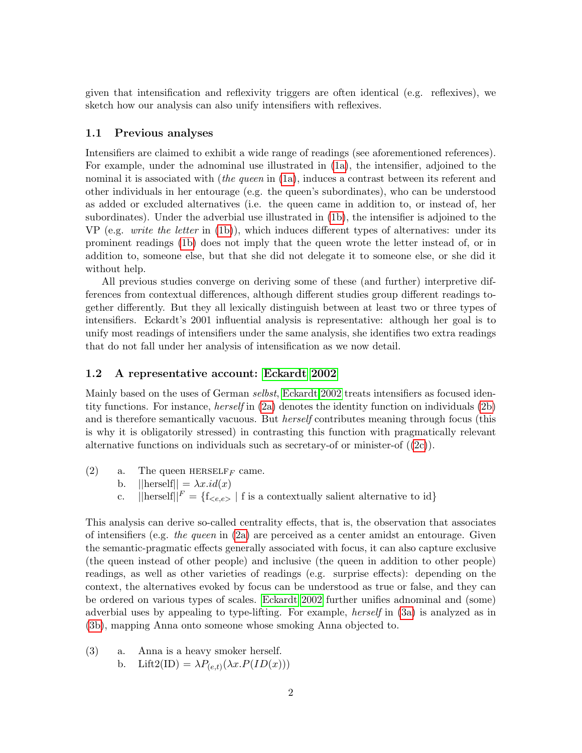given that intensification and reflexivity triggers are often identical (e.g. reflexives), we sketch how our analysis can also unify intensifiers with reflexives.

### 1.1 Previous analyses

Intensifiers are claimed to exhibit a wide range of readings (see aforementioned references). For example, under the adnominal use illustrated in (1a), the intensifier, adjoined to the nominal it is associated with (*the queen* in (1a), induces a contrast between its referent and other individuals in her entourage (e.g. the queen's subordinates), who can be understood as added or excluded alternatives (i.e. the queen came in addition to, or instead of, her subordinates). Under the adverbial use illustrated in (1b), the intensifier is adjoined to the VP (e.g. *write the letter* in (1b)), which induces different types of alternatives: under its prominent readings (1b) does not imply that the queen wrote the letter instead of, or in addition to, someone else, but that she did not delegate it to someone else, or she did it without help.

All previous studies converge on deriving some of these (and further) interpretive differences from contextual differences, although different studies group different readings together differently. But they all lexically distinguish between at least two or three types of intensifiers. Eckardt's 2001 influential analysis is representative: although her goal is to unify most readings of intensifiers under the same analysis, she identifies two extra readings that do not fall under her analysis of intensification as we now detail.

### 1.2 A representative account: Eckardt 2002

Mainly based on the uses of German *selbst*, Eckardt 2002 treats intensifiers as focused identity functions. For instance, *herself* in (2a) denotes the identity function on individuals (2b) and is therefore semantically vacuous. But *herself* contributes meaning through focus (this is why it is obligatorily stressed) in contrasting this function with pragmatically relevant alternative functions on individuals such as secretary-of or minister-of ((2c)).

(2) a. The queen HERSELF$_F$ came.

b. $||\text{herself}|| = \lambda x.id(x)$

c. $||\text{herself}||^F = \{\text{f}_{<e,e>} \mid \text{f is a contextually salient alternative to id}\}$

This analysis can derive so-called centrality effects, that is, the observation that associates of intensifiers (e.g. *the queen* in (2a) are perceived as a center amidst an entourage. Given the semantic-pragmatic effects generally associated with focus, it can also capture exclusive (the queen instead of other people) and inclusive (the queen in addition to other people) readings, as well as other varieties of readings (e.g. surprise effects): depending on the context, the alternatives evoked by focus can be understood as true or false, and they can be ordered on various types of scales. Eckardt 2002 further unifies adnominal and (some) adverbial uses by appealing to type-lifting. For example, *herself* in (3a) is analyzed as in (3b), mapping Anna onto someone whose smoking Anna objected to.

(3) a. Anna is a heavy smoker herself.

b. $\text{Lift2(ID)} = \lambda P_{(e,t)}(\lambda x.P(ID(x)))$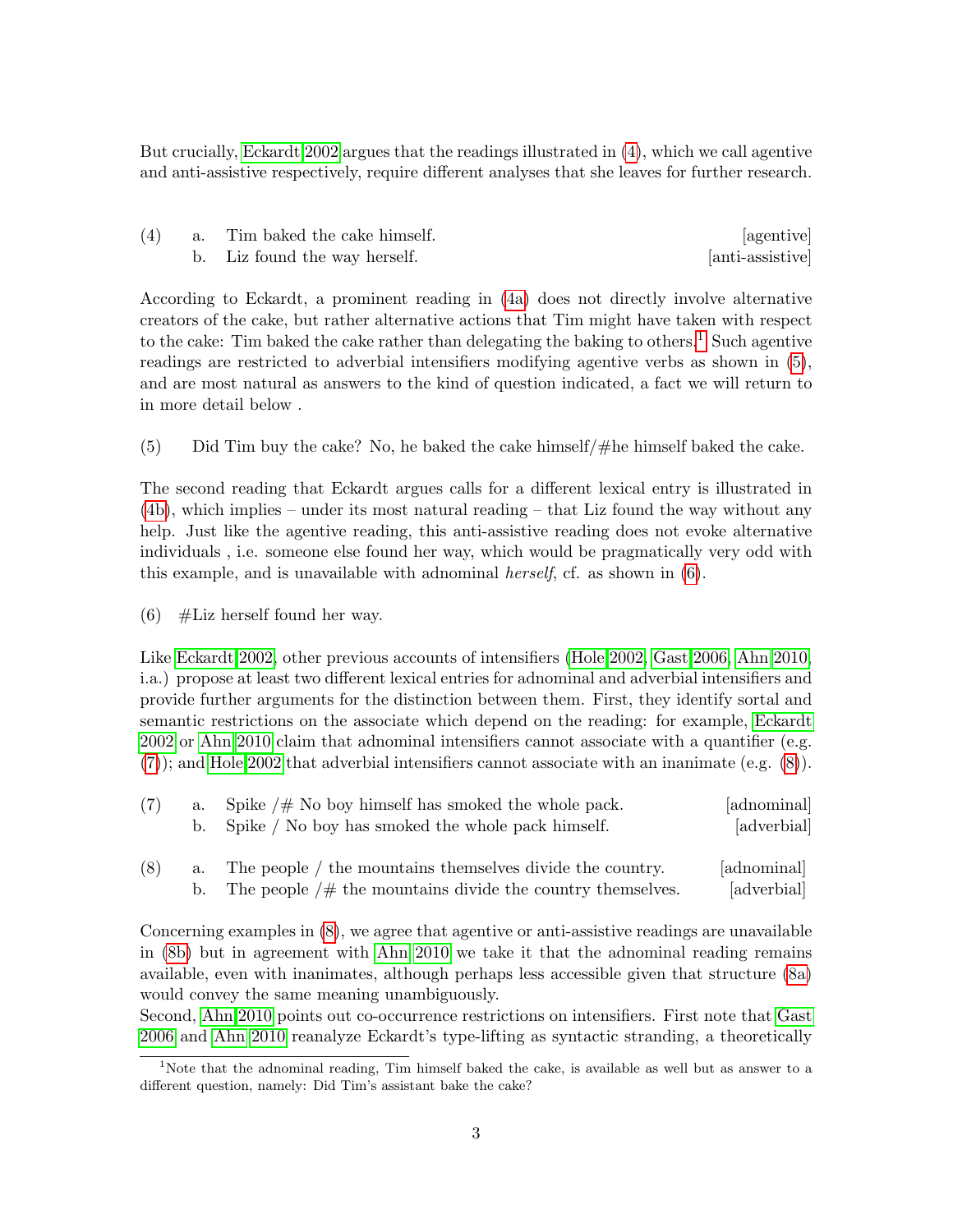But crucially, Eckardt 2002 argues that the readings illustrated in (4), which we call agentive and anti-assistive respectively, require different analyses that she leaves for further research.

(4) a. Tim baked the cake himself. [agentive]
 b. Liz found the way herself. [anti-assistive]

According to Eckardt, a prominent reading in (4a) does not directly involve alternative creators of the cake, but rather alternative actions that Tim might have taken with respect to the cake: Tim baked the cake rather than delegating the baking to others.[1] Such agentive readings are restricted to adverbial intensifiers modifying agentive verbs as shown in (5), and are most natural as answers to the kind of question indicated, a fact we will return to in more detail below .

(5) Did Tim buy the cake? No, he baked the cake himself/#he himself baked the cake.

The second reading that Eckardt argues calls for a different lexical entry is illustrated in (4b), which implies – under its most natural reading – that Liz found the way without any help. Just like the agentive reading, this anti-assistive reading does not evoke alternative individuals , i.e. someone else found her way, which would be pragmatically very odd with this example, and is unavailable with adnominal *herself*, cf. as shown in (6).

(6) #Liz herself found her way.

Like Eckardt 2002, other previous accounts of intensifiers (Hole 2002, Gast 2006, Ahn 2010, i.a.) propose at least two different lexical entries for adnominal and adverbial intensifiers and provide further arguments for the distinction between them. First, they identify sortal and semantic restrictions on the associate which depend on the reading: for example, Eckardt 2002 or Ahn 2010 claim that adnominal intensifiers cannot associate with a quantifier (e.g. (7)); and Hole 2002 that adverbial intensifiers cannot associate with an inanimate (e.g. (8)).

(7) a. Spike /# No boy himself has smoked the whole pack. [adnominal]
 b. Spike / No boy has smoked the whole pack himself. [adverbial]

(8) a. The people / the mountains themselves divide the country. [adnominal]
 b. The people /# the mountains divide the country themselves. [adverbial]

Concerning examples in (8), we agree that agentive or anti-assistive readings are unavailable in (8b) but in agreement with Ahn 2010 we take it that the adnominal reading remains available, even with inanimates, although perhaps less accessible given that structure (8a) would convey the same meaning unambiguously.
Second, Ahn 2010 points out co-occurrence restrictions on intensifiers. First note that Gast 2006 and Ahn 2010 reanalyze Eckardt's type-lifting as syntactic stranding, a theoretically

[1] Note that the adnominal reading, Tim himself baked the cake, is available as well but as answer to a different question, namely: Did Tim's assistant bake the cake?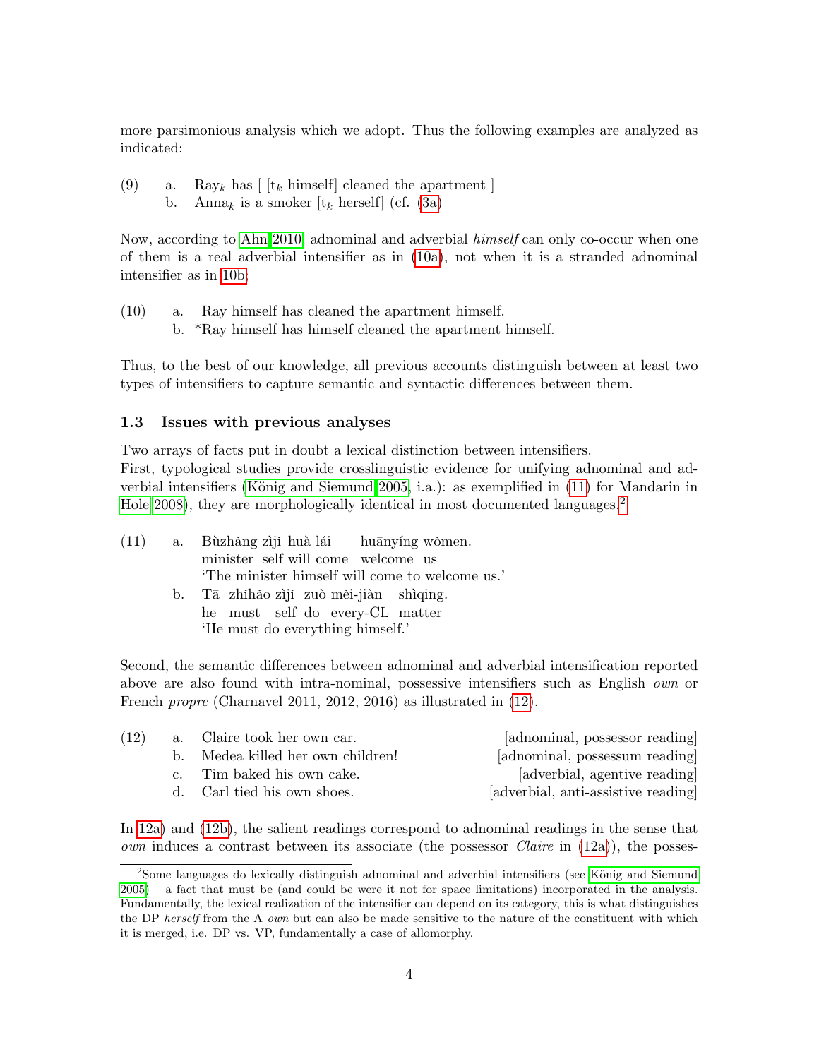more parsimonious analysis which we adopt. Thus the following examples are analyzed as indicated:

(9) a. Ray$_k$ has [ [t$_k$ himself] cleaned the apartment ]
  b. Anna$_k$ is a smoker [t$_k$ herself] (cf. (3a)

Now, according to Ahn 2010, adnominal and adverbial *himself* can only co-occur when one of them is a real adverbial intensifier as in (10a), not when it is a stranded adnominal intensifier as in 10b:

(10) a. Ray himself has cleaned the apartment himself.
  b. *Ray himself has himself cleaned the apartment himself.

Thus, to the best of our knowledge, all previous accounts distinguish between at least two types of intensifiers to capture semantic and syntactic differences between them.

### 1.3 Issues with previous analyses

Two arrays of facts put in doubt a lexical distinction between intensifiers.
First, typological studies provide crosslinguistic evidence for unifying adnominal and adverbial intensifiers (König and Siemund 2005, i.a.): as exemplified in (11) for Mandarin in Hole 2008), they are morphologically identical in most documented languages.[2]

(11) a. Bùzhăng zìjĭ huà lái huānyíng wŏmen.
  minister self will come welcome us
  'The minister himself will come to welcome us.'
  b. Tā zhīhăo zìjĭ zuò mĕi-jiàn shìqing.
  he must self do every-CL matter
  'He must do everything himself.'

Second, the semantic differences between adnominal and adverbial intensification reported above are also found with intra-nominal, possessive intensifiers such as English *own* or French *propre* (Charnavel 2011, 2012, 2016) as illustrated in (12).

(12) a. Claire took her own car. [adnominal, possessor reading]
  b. Medea killed her own children! [adnominal, possessum reading]
  c. Tim baked his own cake. [adverbial, agentive reading]
  d. Carl tied his own shoes. [adverbial, anti-assistive reading]

In 12a) and (12b), the salient readings correspond to adnominal readings in the sense that *own* induces a contrast between its associate (the possessor *Claire* in (12a)), the posses-

[2] Some languages do lexically distinguish adnominal and adverbial intensifiers (see König and Siemund 2005) – a fact that must be (and could be were it not for space limitations) incorporated in the analysis. Fundamentally, the lexical realization of the intensifier can depend on its category, this is what distinguishes the DP *herself* from the A *own* but can also be made sensitive to the nature of the constituent with which it is merged, i.e. DP vs. VP, fundamentally a case of allomorphy.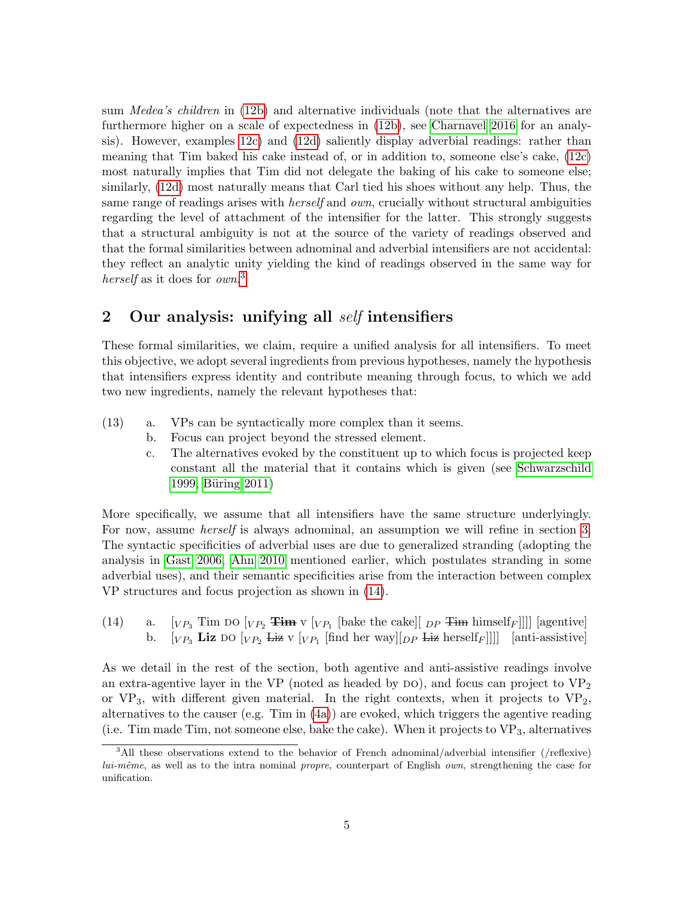sum *Medea's children* in (12b) and alternative individuals (note that the alternatives are furthermore higher on a scale of expectedness in (12b), see Charnavel 2016 for an analysis). However, examples 12c) and (12d) saliently display adverbial readings: rather than meaning that Tim baked his cake instead of, or in addition to, someone else's cake, (12c) most naturally implies that Tim did not delegate the baking of his cake to someone else; similarly, (12d) most naturally means that Carl tied his shoes without any help. Thus, the same range of readings arises with *herself* and *own*, crucially without structural ambiguities regarding the level of attachment of the intensifier for the latter. This strongly suggests that a structural ambiguity is not at the source of the variety of readings observed and that the formal similarities between adnominal and adverbial intensifiers are not accidental: they reflect an analytic unity yielding the kind of readings observed in the same way for *herself* as it does for *own*.[3]

## 2 Our analysis: unifying all *self* intensifiers

These formal similarities, we claim, require a unified analysis for all intensifiers. To meet this objective, we adopt several ingredients from previous hypotheses, namely the hypothesis that intensifiers express identity and contribute meaning through focus, to which we add two new ingredients, namely the relevant hypotheses that:

(13) a. VPs can be syntactically more complex than it seems.
 b. Focus can project beyond the stressed element.
 c. The alternatives evoked by the constituent up to which focus is projected keep constant all the material that it contains which is given (see Schwarzschild 1999, Büring 2011)

More specifically, we assume that all intensifiers have the same structure underlyingly. For now, assume *herself* is always adnominal, an assumption we will refine in section 3. The syntactic specificities of adverbial uses are due to generalized stranding (adopting the analysis in Gast 2006, Ahn 2010 mentioned earlier, which postulates stranding in some adverbial uses), and their semantic specificities arise from the interaction between complex VP structures and focus projection as shown in (14).

(14) a. $[_{VP_3}$ Tim DO $[_{VP_2}$ ~~**Tim**~~ v $[_{VP_1}$ [bake the cake]$[_{DP}$ ~~Tim~~ himself$_F$]]]] [agentive]
 b. $[_{VP_3}$ **Liz** DO $[_{VP_2}$ ~~Liz~~ v $[_{VP_1}$ [find her way]$[_{DP}$ ~~Liz~~ herself$_F$]]]] [anti-assistive]

As we detail in the rest of the section, both agentive and anti-assistive readings involve an extra-agentive layer in the VP (noted as headed by DO), and focus can project to $VP_2$ or $VP_3$, with different given material. In the right contexts, when it projects to $VP_2$, alternatives to the causer (e.g. Tim in (4a)) are evoked, which triggers the agentive reading (i.e. Tim made Tim, not someone else, bake the cake). When it projects to $VP_3$, alternatives

[3] All these observations extend to the behavior of French adnominal/adverbial intensifier (/reflexive) *lui-même*, as well as to the intra nominal *propre*, counterpart of English *own*, strengthening the case for unification.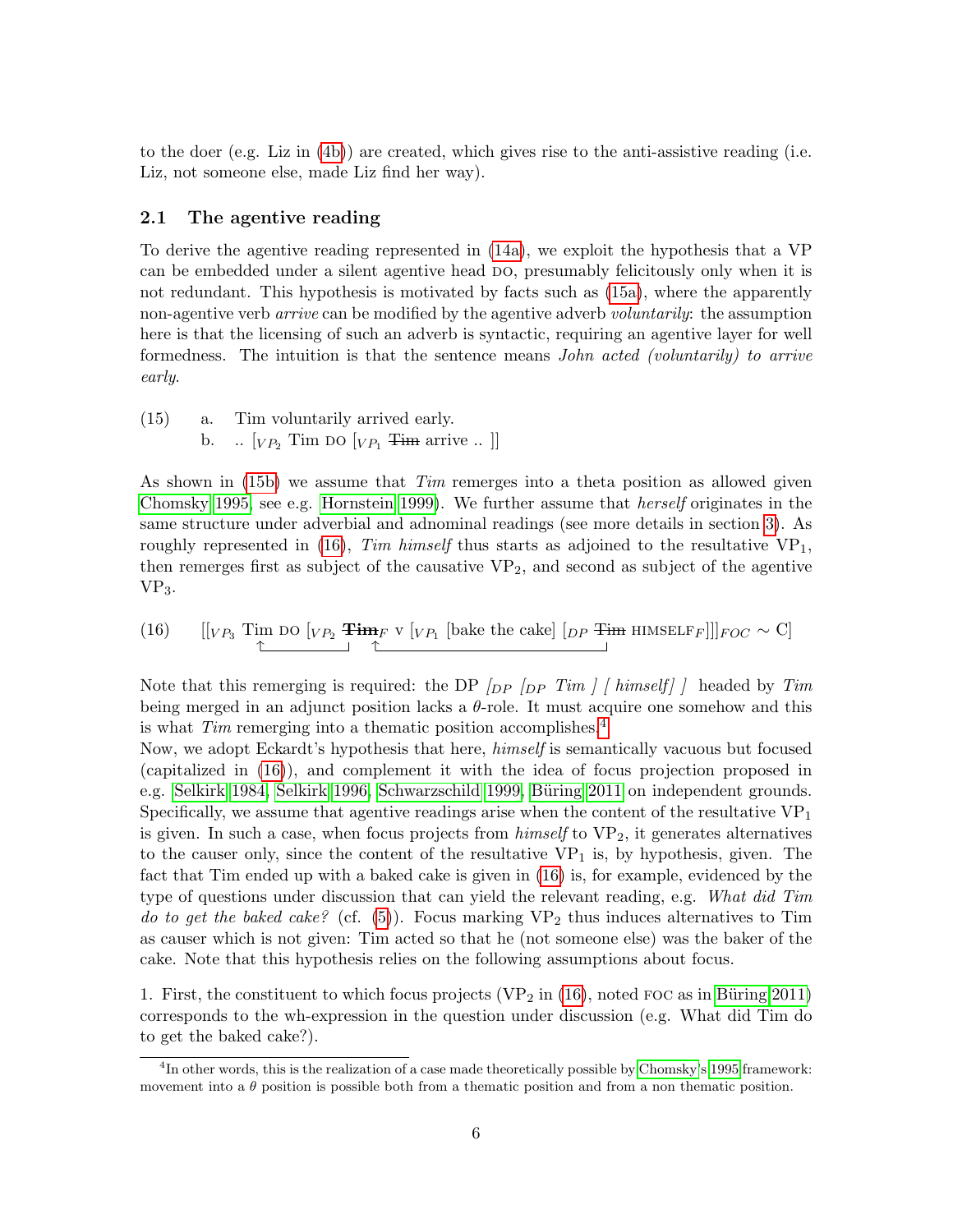to the doer (e.g. Liz in (4b)) are created, which gives rise to the anti-assistive reading (i.e. Liz, not someone else, made Liz find her way).

### 2.1 The agentive reading

To derive the agentive reading represented in (14a), we exploit the hypothesis that a VP can be embedded under a silent agentive head DO, presumably felicitously only when it is not redundant. This hypothesis is motivated by facts such as (15a), where the apparently non-agentive verb *arrive* can be modified by the agentive adverb *voluntarily*: the assumption here is that the licensing of such an adverb is syntactic, requiring an agentive layer for well formedness. The intuition is that the sentence means *John acted (voluntarily) to arrive early*.

(15) a. Tim voluntarily arrived early.
b. .. $[_{VP_2}$ Tim DO $[_{VP_1}$ ~~Tim~~ arrive .. $]]$

As shown in (15b) we assume that *Tim* remerges into a theta position as allowed given Chomsky 1995, see e.g. Hornstein 1999). We further assume that *herself* originates in the same structure under adverbial and adnominal readings (see more details in section 3). As roughly represented in (16), *Tim himself* thus starts as adjoined to the resultative $VP_1$, then remerges first as subject of the causative $VP_2$, and second as subject of the agentive $VP_3$.

(16) $[[_{VP_3}$ Tim DO $[_{VP_2}$ ~~**Tim**~~$_F$ v $[_{VP_1}$ [bake the cake] $[_{DP}$ ~~Tim~~ HIMSELF$_F]]]]_{FOC} \sim$ C]

Note that this remerging is required: the DP $[_{DP}$ $[_{DP}$ *Tim* ] [ *himself*] ] headed by *Tim* being merged in an adjunct position lacks a $\theta$-role. It must acquire one somehow and this is what *Tim* remerging into a thematic position accomplishes.[4]

Now, we adopt Eckardt's hypothesis that here, *himself* is semantically vacuous but focused (capitalized in (16)), and complement it with the idea of focus projection proposed in e.g. Selkirk 1984, Selkirk 1996, Schwarzschild 1999, Büring 2011 on independent grounds. Specifically, we assume that agentive readings arise when the content of the resultative $VP_1$ is given. In such a case, when focus projects from *himself* to $VP_2$, it generates alternatives to the causer only, since the content of the resultative $VP_1$ is, by hypothesis, given. The fact that Tim ended up with a baked cake is given in (16) is, for example, evidenced by the type of questions under discussion that can yield the relevant reading, e.g. *What did Tim do to get the baked cake?* (cf. (5)). Focus marking $VP_2$ thus induces alternatives to Tim as causer which is not given: Tim acted so that he (not someone else) was the baker of the cake. Note that this hypothesis relies on the following assumptions about focus.

1. First, the constituent to which focus projects ($VP_2$ in (16), noted FOC as in Büring 2011) corresponds to the wh-expression in the question under discussion (e.g. What did Tim do to get the baked cake?).

[4] In other words, this is the realization of a case made theoretically possible by Chomsky's 1995 framework: movement into a $\theta$ position is possible both from a thematic position and from a non thematic position.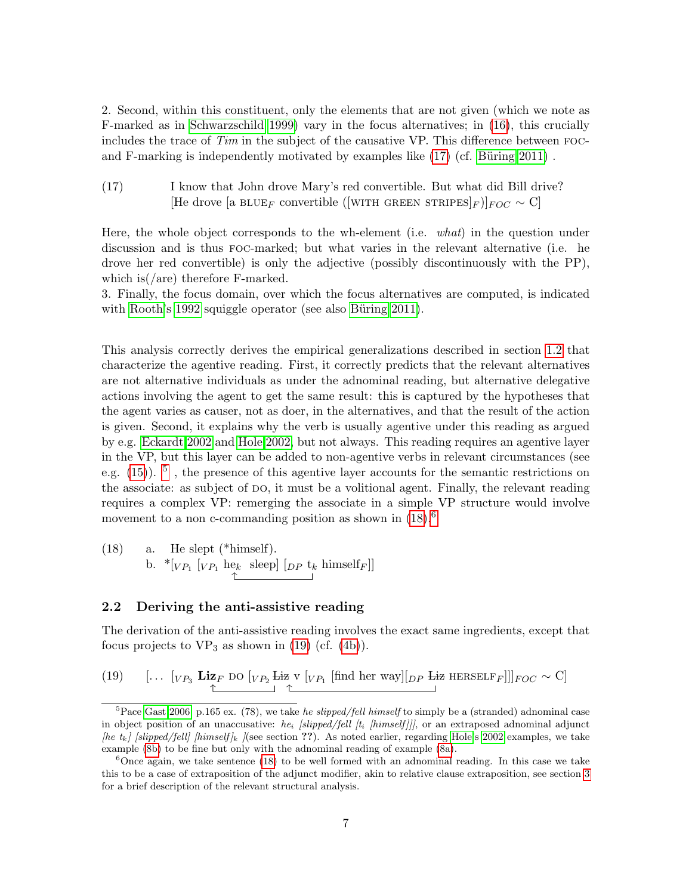2. Second, within this constituent, only the elements that are not given (which we note as F-marked as in Schwarzschild 1999) vary in the focus alternatives; in (16), this crucially includes the trace of *Tim* in the subject of the causative VP. This difference between FOC- and F-marking is independently motivated by examples like (17) (cf. Büring 2011) .

(17) I know that John drove Mary's red convertible. But what did Bill drive?
[He drove [a BLUE$_F$ convertible ([WITH GREEN STRIPES]$_F$)]$_{FOC}$ ~ C]

Here, the whole object corresponds to the wh-element (i.e. *what*) in the question under discussion and is thus FOC-marked; but what varies in the relevant alternative (i.e. he drove her red convertible) is only the adjective (possibly discontinuously with the PP), which is(/are) therefore F-marked.
3. Finally, the focus domain, over which the focus alternatives are computed, is indicated with Rooth's 1992 squiggle operator (see also Büring 2011).

This analysis correctly derives the empirical generalizations described in section 1.2 that characterize the agentive reading. First, it correctly predicts that the relevant alternatives are not alternative individuals as under the adnominal reading, but alternative delegative actions involving the agent to get the same result: this is captured by the hypotheses that the agent varies as causer, not as doer, in the alternatives, and that the result of the action is given. Second, it explains why the verb is usually agentive under this reading as argued by e.g. Eckardt 2002 and Hole 2002, but not always. This reading requires an agentive layer in the VP, but this layer can be added to non-agentive verbs in relevant circumstances (see e.g. (15)). [5] , the presence of this agentive layer accounts for the semantic restrictions on the associate: as subject of DO, it must be a volitional agent. Finally, the relevant reading requires a complex VP: remerging the associate in a simple VP structure would involve movement to a non c-commanding position as shown in (18).[6]

(18) a. He slept (*himself).
b. *[$_{VP_1}$ [$_{VP_1}$ he$_k$ sleep] [$_{DP}$ t$_k$ himself$_F$]]

## 2.2 Deriving the anti-assistive reading

The derivation of the anti-assistive reading involves the exact same ingredients, except that focus projects to VP$_3$ as shown in (19) (cf. (4b)).

(19) [... [$_{VP_3}$ **Liz**$_F$ DO [$_{VP_2}$ ~~Liz~~ v [$_{VP_1}$ [find her way][$_{DP}$ ~~Liz~~ HERSELF$_F$]]]]$_{FOC}$ ~ C]

[5] Pace Gast 2006 p.165 ex. (78), we take *he slipped/fell himself* to simply be a (stranded) adnominal case in object position of an unaccusative: *he$_i$ [slipped/fell [t$_i$ [himself]]]*, or an extraposed adnominal adjunct *[he t$_k$] [slipped/fell] [himself]$_k$* ](see section ??). As noted earlier, regarding Hole's 2002 examples, we take example (8b) to be fine but only with the adnominal reading of example (8a).

[6] Once again, we take sentence (18) to be well formed with an adnominal reading. In this case we take this to be a case of extraposition of the adjunct modifier, akin to relative clause extraposition, see section 3 for a brief description of the relevant structural analysis.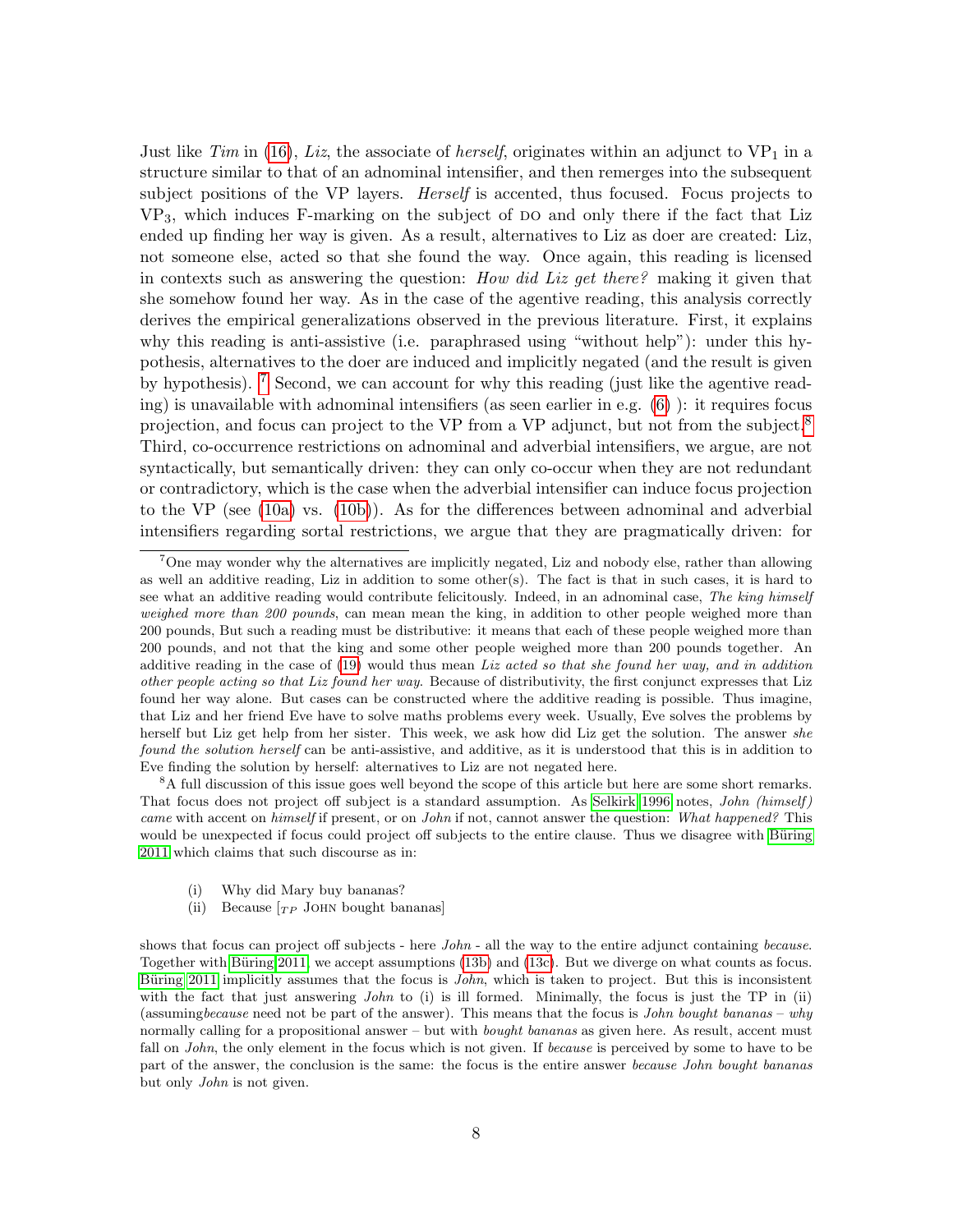Just like *Tim* in (16), *Liz*, the associate of *herself*, originates within an adjunct to $VP_1$ in a structure similar to that of an adnominal intensifier, and then remerges into the subsequent subject positions of the VP layers. *Herself* is accented, thus focused. Focus projects to $VP_3$, which induces F-marking on the subject of DO and only there if the fact that Liz ended up finding her way is given. As a result, alternatives to Liz as doer are created: Liz, not someone else, acted so that she found the way. Once again, this reading is licensed in contexts such as answering the question: *How did Liz get there?* making it given that she somehow found her way. As in the case of the agentive reading, this analysis correctly derives the empirical generalizations observed in the previous literature. First, it explains why this reading is anti-assistive (i.e. paraphrased using "without help"): under this hypothesis, alternatives to the doer are induced and implicitly negated (and the result is given by hypothesis). [7] Second, we can account for why this reading (just like the agentive reading) is unavailable with adnominal intensifiers (as seen earlier in e.g. (6) ): it requires focus projection, and focus can project to the VP from a VP adjunct, but not from the subject.[8] Third, co-occurrence restrictions on adnominal and adverbial intensifiers, we argue, are not syntactically, but semantically driven: they can only co-occur when they are not redundant or contradictory, which is the case when the adverbial intensifier can induce focus projection to the VP (see (10a) vs. (10b)). As for the differences between adnominal and adverbial intensifiers regarding sortal restrictions, we argue that they are pragmatically driven: for

---

[7] One may wonder why the alternatives are implicitly negated, Liz and nobody else, rather than allowing as well an additive reading, Liz in addition to some other(s). The fact is that in such cases, it is hard to see what an additive reading would contribute felicitously. Indeed, in an adnominal case, *The king himself weighed more than 200 pounds*, can mean mean the king, in addition to other people weighed more than 200 pounds, But such a reading must be distributive: it means that each of these people weighed more than 200 pounds, and not that the king and some other people weighed more than 200 pounds together. An additive reading in the case of (19) would thus mean *Liz acted so that she found her way, and in addition other people acting so that Liz found her way*. Because of distributivity, the first conjunct expresses that Liz found her way alone. But cases can be constructed where the additive reading is possible. Thus imagine, that Liz and her friend Eve have to solve maths problems every week. Usually, Eve solves the problems by herself but Liz get help from her sister. This week, we ask how did Liz get the solution. The answer *she found the solution herself* can be anti-assistive, and additive, as it is understood that this is in addition to Eve finding the solution by herself: alternatives to Liz are not negated here.

[8] A full discussion of this issue goes well beyond the scope of this article but here are some short remarks. That focus does not project off subject is a standard assumption. As Selkirk 1996 notes, *John (himself) came* with accent on *himself* if present, or on *John* if not, cannot answer the question: *What happened?* This would be unexpected if focus could project off subjects to the entire clause. Thus we disagree with Büring 2011 which claims that such discourse as in:

(i) Why did Mary buy bananas?

(ii) Because [$_{TP}$ JOHN bought bananas]

shows that focus can project off subjects - here *John* - all the way to the entire adjunct containing *because*. Together with Büring 2011, we accept assumptions (13b) and (13c). But we diverge on what counts as focus. Büring 2011 implicitly assumes that the focus is *John*, which is taken to project. But this is inconsistent with the fact that just answering *John* to (i) is ill formed. Minimally, the focus is just the TP in (ii) (assuming*because* need not be part of the answer). This means that the focus is *John bought bananas* – *why* normally calling for a propositional answer – but with *bought bananas* as given here. As result, accent must fall on *John*, the only element in the focus which is not given. If *because* is perceived by some to have to be part of the answer, the conclusion is the same: the focus is the entire answer *because John bought bananas* but only *John* is not given.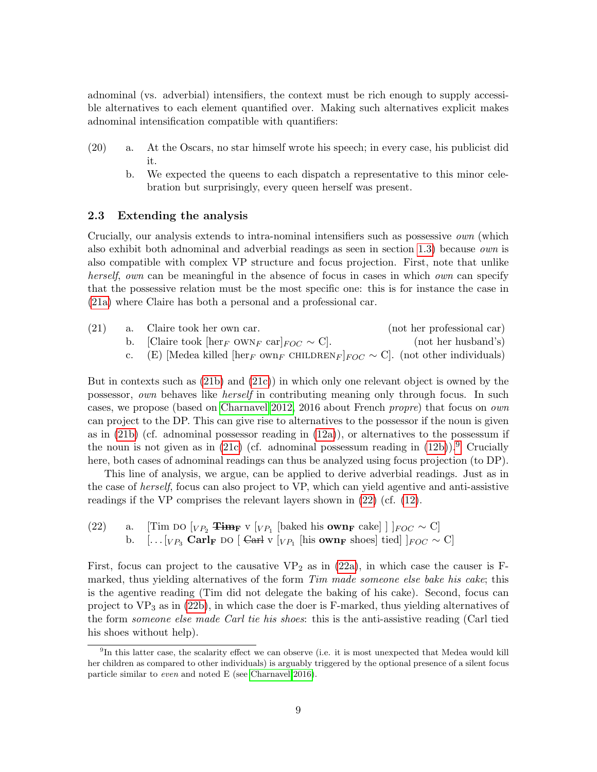adnominal (vs. adverbial) intensifiers, the context must be rich enough to supply accessible alternatives to each element quantified over. Making such alternatives explicit makes adnominal intensification compatible with quantifiers:

(20) a. At the Oscars, no star himself wrote his speech; in every case, his publicist did it.

b. We expected the queens to each dispatch a representative to this minor celebration but surprisingly, every queen herself was present.

### 2.3 Extending the analysis

Crucially, our analysis extends to intra-nominal intensifiers such as possessive *own* (which also exhibit both adnominal and adverbial readings as seen in section 1.3) because *own* is also compatible with complex VP structure and focus projection. First, note that unlike *herself*, *own* can be meaningful in the absence of focus in cases in which *own* can specify that the possessive relation must be the most specific one: this is for instance the case in (21a) where Claire has both a personal and a professional car.

(21) a. Claire took her own car. (not her professional car)

b. [Claire took [her$_F$ OWN$_F$ car]$_{FOC}$ ∼ C]. (not her husband's)

c. (E) [Medea killed [her$_F$ own$_F$ CHILDREN$_F$]$_{FOC}$ ∼ C]. (not other individuals)

But in contexts such as (21b) and (21c)) in which only one relevant object is owned by the possessor, *own* behaves like *herself* in contributing meaning only through focus. In such cases, we propose (based on Charnavel 2012, 2016 about French *propre*) that focus on *own* can project to the DP. This can give rise to alternatives to the possessor if the noun is given as in (21b) (cf. adnominal possessor reading in (12a)), or alternatives to the possessum if the noun is not given as in (21c) (cf. adnominal possessum reading in (12b)).[9] Crucially here, both cases of adnominal readings can thus be analyzed using focus projection (to DP).

This line of analysis, we argue, can be applied to derive adverbial readings. Just as in the case of *herself*, focus can also project to VP, which can yield agentive and anti-assistive readings if the VP comprises the relevant layers shown in (22) (cf. (12).

(22) a. [Tim DO [$_{VP_2}$ ~~**Tim**~~$_{\mathbf{F}}$ v [$_{VP_1}$ [baked his **own**$_{\mathbf{F}}$ cake] ] ]$_{FOC}$ ∼ C]

b. [. . . [$_{VP_3}$ **Carl**$_{\mathbf{F}}$ DO [ ~~Carl~~ v [$_{VP_1}$ [his **own**$_{\mathbf{F}}$ shoes] tied] ]$_{FOC}$ ∼ C]

First, focus can project to the causative VP$_2$ as in (22a), in which case the causer is F-marked, thus yielding alternatives of the form *Tim made someone else bake his cake*; this is the agentive reading (Tim did not delegate the baking of his cake). Second, focus can project to VP$_3$ as in (22b), in which case the doer is F-marked, thus yielding alternatives of the form *someone else made Carl tie his shoes*: this is the anti-assistive reading (Carl tied his shoes without help).

[9] In this latter case, the scalarity effect we can observe (i.e. it is most unexpected that Medea would kill her children as compared to other individuals) is arguably triggered by the optional presence of a silent focus particle similar to *even* and noted E (see Charnavel 2016).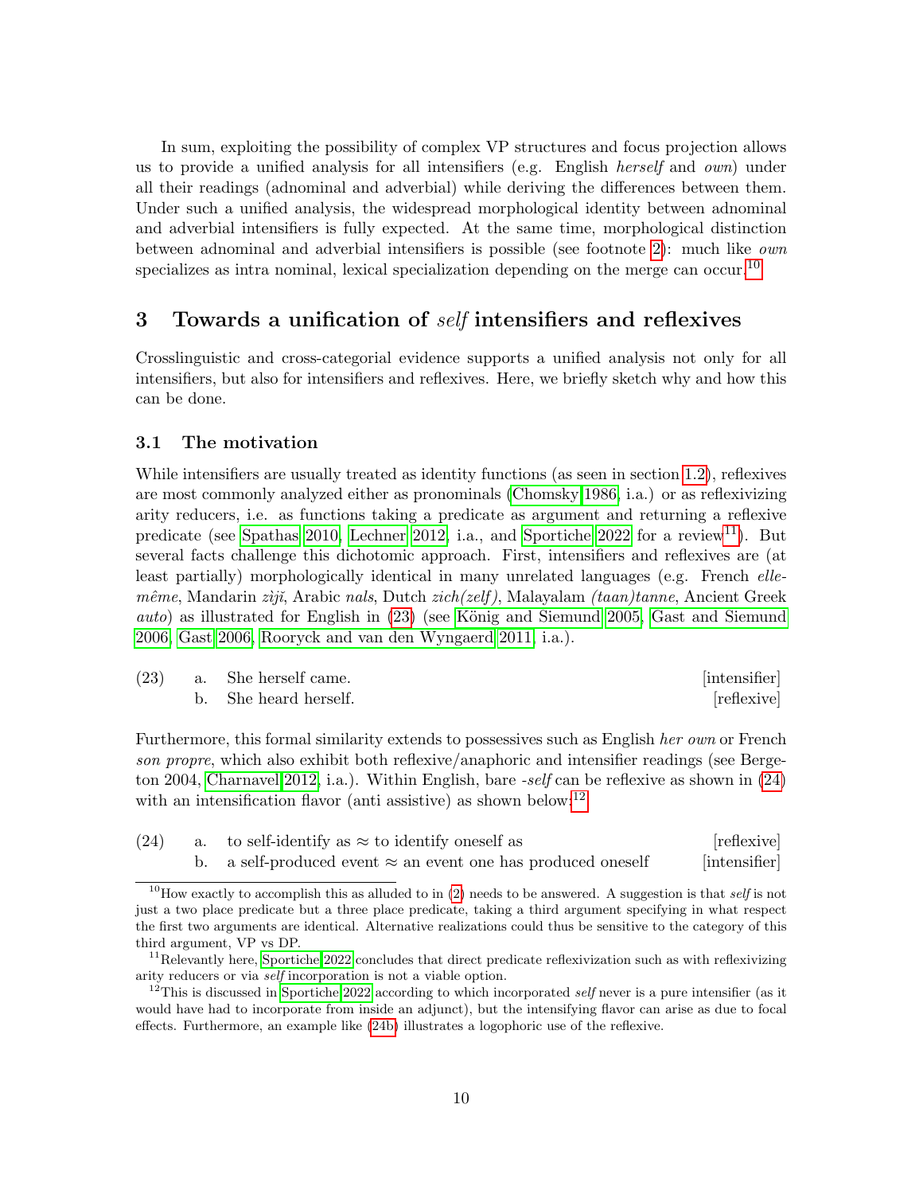In sum, exploiting the possibility of complex VP structures and focus projection allows us to provide a unified analysis for all intensifiers (e.g. English *herself* and *own*) under all their readings (adnominal and adverbial) while deriving the differences between them. Under such a unified analysis, the widespread morphological identity between adnominal and adverbial intensifiers is fully expected. At the same time, morphological distinction between adnominal and adverbial intensifiers is possible (see footnote 2): much like *own* specializes as intra nominal, lexical specialization depending on the merge can occur.[10]

## 3 Towards a unification of *self* intensifiers and reflexives

Crosslinguistic and cross-categorial evidence supports a unified analysis not only for all intensifiers, but also for intensifiers and reflexives. Here, we briefly sketch why and how this can be done.

### 3.1 The motivation

While intensifiers are usually treated as identity functions (as seen in section 1.2), reflexives are most commonly analyzed either as pronominals (Chomsky 1986, i.a.) or as reflexivizing arity reducers, i.e. as functions taking a predicate as argument and returning a reflexive predicate (see Spathas 2010, Lechner 2012, i.a., and Sportiche 2022 for a review[11]). But several facts challenge this dichotomic approach. First, intensifiers and reflexives are (at least partially) morphologically identical in many unrelated languages (e.g. French *elle-même*, Mandarin *zìjǐ*, Arabic *nals*, Dutch *zich(zelf)*, Malayalam *(taan)tanne*, Ancient Greek *auto*) as illustrated for English in (23) (see König and Siemund 2005, Gast and Siemund 2006, Gast 2006, Rooryck and van den Wyngaerd 2011, i.a.).

(23) a. She herself came. [intensifier]
     b. She heard herself. [reflexive]

Furthermore, this formal similarity extends to possessives such as English *her own* or French *son propre*, which also exhibit both reflexive/anaphoric and intensifier readings (see Bergeton 2004, Charnavel 2012, i.a.). Within English, bare *-self* can be reflexive as shown in (24) with an intensification flavor (anti assistive) as shown below:[12]

(24) a. to self-identify as ≈ to identify oneself as [reflexive]
     b. a self-produced event ≈ an event one has produced oneself [intensifier]

[10] How exactly to accomplish this as alluded to in (2) needs to be answered. A suggestion is that *self* is not just a two place predicate but a three place predicate, taking a third argument specifying in what respect the first two arguments are identical. Alternative realizations could thus be sensitive to the category of this third argument, VP vs DP.

[11] Relevantly here, Sportiche 2022 concludes that direct predicate reflexivization such as with reflexivizing arity reducers or via *self* incorporation is not a viable option.

[12] This is discussed in Sportiche 2022 according to which incorporated *self* never is a pure intensifier (as it would have had to incorporate from inside an adjunct), but the intensifying flavor can arise as due to focal effects. Furthermore, an example like (24b) illustrates a logophoric use of the reflexive.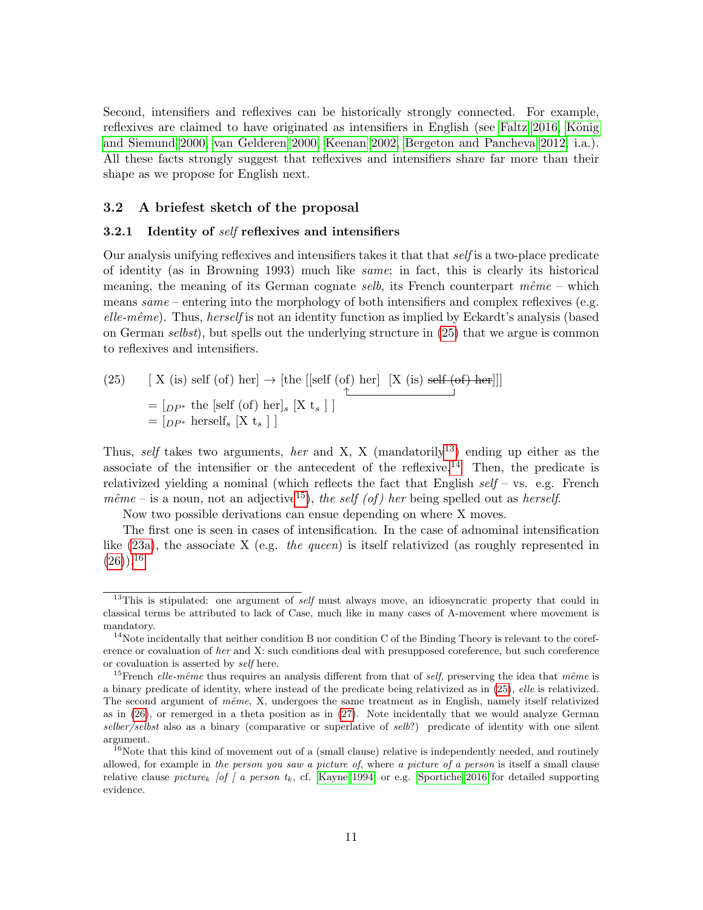Second, intensifiers and reflexives can be historically strongly connected. For example, reflexives are claimed to have originated as intensifiers in English (see Faltz 2016, König and Siemund 2000, van Gelderen 2000, Keenan 2002, Bergeton and Pancheva 2012, i.a.). All these facts strongly suggest that reflexives and intensifiers share far more than their shape as we propose for English next.

## 3.2 A briefest sketch of the proposal

### 3.2.1 Identity of *self* reflexives and intensifiers

Our analysis unifying reflexives and intensifiers takes it that that *self* is a two-place predicate of identity (as in Browning 1993) much like *same*; in fact, this is clearly its historical meaning, the meaning of its German cognate *selb*, its French counterpart *même* – which means *same* – entering into the morphology of both intensifiers and complex reflexives (e.g. *elle-même*). Thus, *herself* is not an identity function as implied by Eckardt's analysis (based on German *selbst*), but spells out the underlying structure in (25) that we argue is common to reflexives and intensifiers.

(25) [ X (is) self (of) her] → [the [[self (of) her] [X (is) ~~self (of) her~~]]]
   = [$_{DP^*}$ the [self (of) her]$_s$ [X t$_s$ ] ]
   = [$_{DP^*}$ herself$_s$ [X t$_s$ ] ]

Thus, *self* takes two arguments, *her* and X, X (mandatorily[13]) ending up either as the associate of the intensifier or the antecedent of the reflexive.[14] Then, the predicate is relativized yielding a nominal (which reflects the fact that English *self* – vs. e.g. French *même* – is a noun, not an adjective[15]), *the self (of) her* being spelled out as *herself*.

Now two possible derivations can ensue depending on where X moves.

The first one is seen in cases of intensification. In the case of adnominal intensification like (23a), the associate X (e.g. *the queen*) is itself relativized (as roughly represented in (26)).[16]

---

[13] This is stipulated: one argument of *self* must always move, an idiosyncratic property that could in classical terms be attributed to lack of Case, much like in many cases of A-movement where movement is mandatory.

[14] Note incidentally that neither condition B nor condition C of the Binding Theory is relevant to the coreference or covaluation of *her* and X: such conditions deal with presupposed coreference, but such coreference or covaluation is asserted by *self* here.

[15] French *elle-même* thus requires an analysis different from that of *self*, preserving the idea that *même* is a binary predicate of identity, where instead of the predicate being relativized as in (25), *elle* is relativized. The second argument of *même*, X, undergoes the same treatment as in English, namely itself relativized as in (26), or remerged in a theta position as in (27). Note incidentally that we would analyze German *selber/selbst* also as a binary (comparative or superlative of *selb*?) predicate of identity with one silent argument.

[16] Note that this kind of movement out of a (small clause) relative is independently needed, and routinely allowed, for example in *the person you saw a picture of*, where *a picture of a person* is itself a small clause relative clause *picture$_k$ [of [ a person t$_k$*, cf. Kayne 1994, or e.g. Sportiche 2016 for detailed supporting evidence.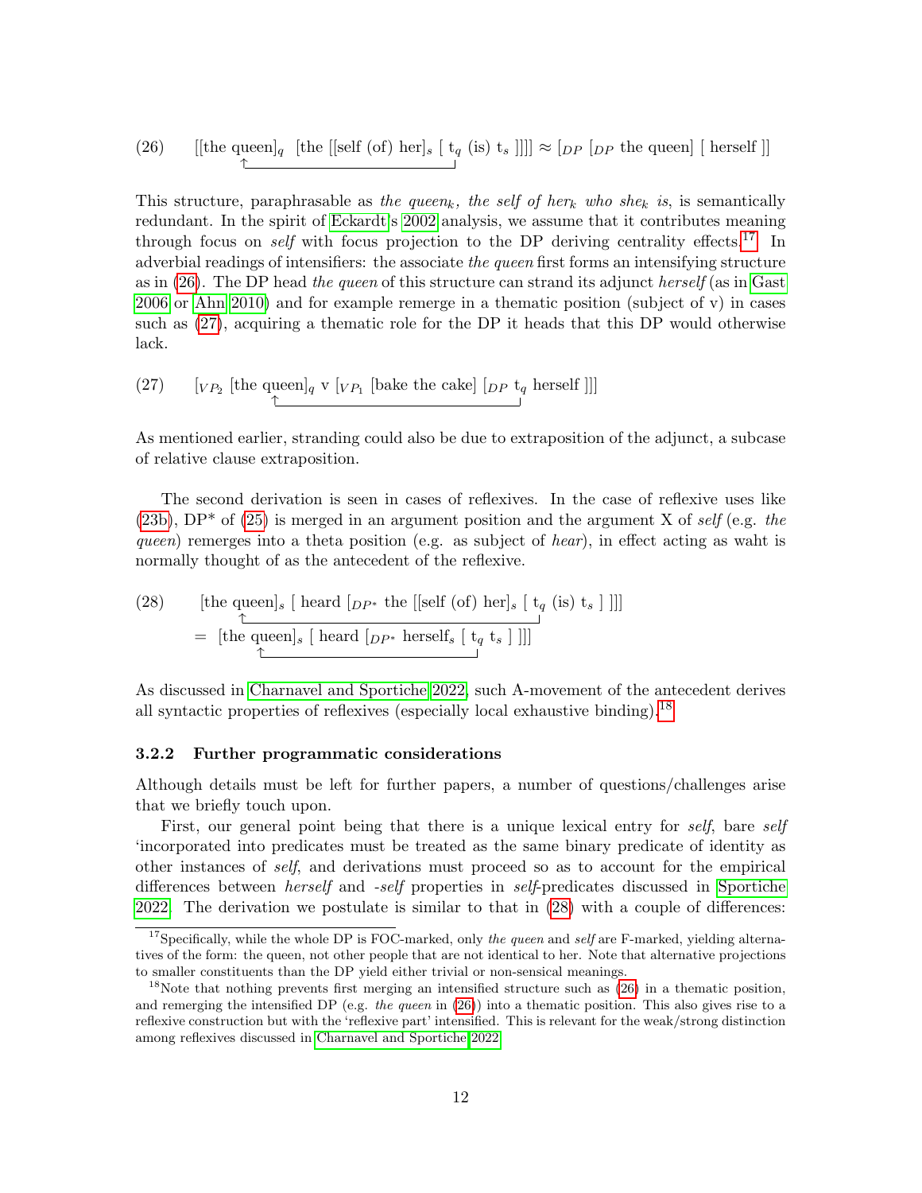(26) [[the queen]$_q$ [the [[self (of) her]$_s$ [ t$_q$ (is) t$_s$ ]]]] ≈ [$_{DP}$ [$_{DP}$ the queen] [ herself ]]

This structure, paraphrasable as *the queen$_k$, the self of her$_k$ who she$_k$ is*, is semantically redundant. In the spirit of Eckardt's 2002 analysis, we assume that it contributes meaning through focus on *self* with focus projection to the DP deriving centrality effects.[17] In adverbial readings of intensifiers: the associate *the queen* first forms an intensifying structure as in (26). The DP head *the queen* of this structure can strand its adjunct *herself* (as in Gast 2006 or Ahn 2010) and for example remerge in a thematic position (subject of v) in cases such as (27), acquiring a thematic role for the DP it heads that this DP would otherwise lack.

(27) [$_{VP_2}$ [the queen]$_q$ v [$_{VP_1}$ [bake the cake] [$_{DP}$ t$_q$ herself ]]]

As mentioned earlier, stranding could also be due to extraposition of the adjunct, a subcase of relative clause extraposition.

The second derivation is seen in cases of reflexives. In the case of reflexive uses like (23b), DP* of (25) is merged in an argument position and the argument X of *self* (e.g. *the queen*) remerges into a theta position (e.g. as subject of *hear*), in effect acting as waht is normally thought of as the antecedent of the reflexive.

(28) [the queen]$_s$ [ heard [$_{DP^*}$ the [[self (of) her]$_s$ [ t$_q$ (is) t$_s$ ] ]]]
= [the queen]$_s$ [ heard [$_{DP^*}$ herself$_s$ [ t$_q$ t$_s$ ] ]]]

As discussed in Charnavel and Sportiche 2022, such A-movement of the antecedent derives all syntactic properties of reflexives (especially local exhaustive binding).[18]

### 3.2.2 Further programmatic considerations

Although details must be left for further papers, a number of questions/challenges arise that we briefly touch upon.

First, our general point being that there is a unique lexical entry for *self*, bare *self* 'incorporated into predicates must be treated as the same binary predicate of identity as other instances of *self*, and derivations must proceed so as to account for the empirical differences between *herself* and *-self* properties in *self*-predicates discussed in Sportiche 2022. The derivation we postulate is similar to that in (28) with a couple of differences:

---

[17] Specifically, while the whole DP is FOC-marked, only *the queen* and *self* are F-marked, yielding alternatives of the form: the queen, not other people that are not identical to her. Note that alternative projections to smaller constituents than the DP yield either trivial or non-sensical meanings.

[18] Note that nothing prevents first merging an intensified structure such as (26) in a thematic position, and remerging the intensified DP (e.g. *the queen* in (26)) into a thematic position. This also gives rise to a reflexive construction but with the 'reflexive part' intensified. This is relevant for the weak/strong distinction among reflexives discussed in Charnavel and Sportiche 2022.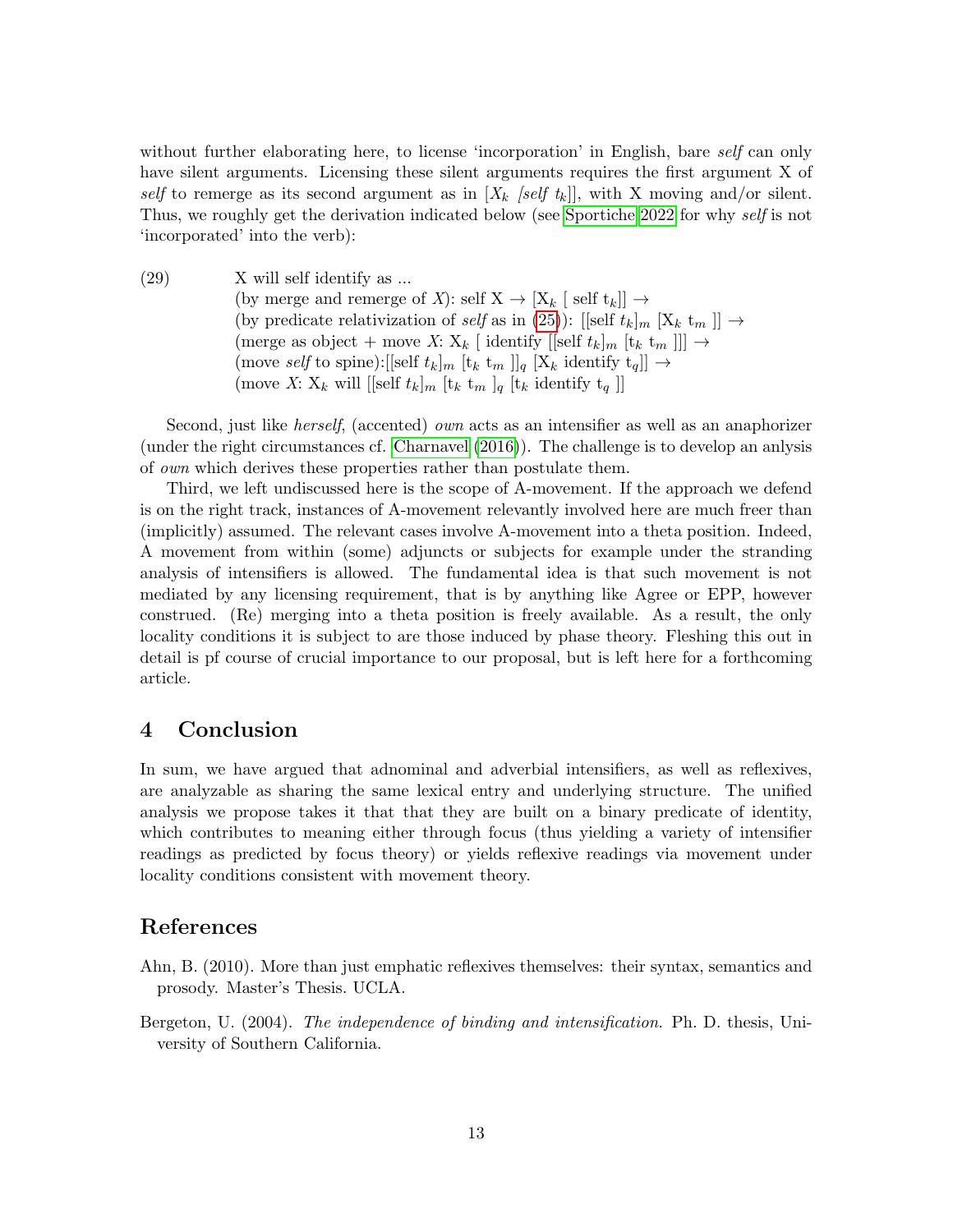without further elaborating here, to license 'incorporation' in English, bare *self* can only have silent arguments. Licensing these silent arguments requires the first argument X of *self* to remerge as its second argument as in [$X_k$ [*self* $t_k$]], with X moving and/or silent. Thus, we roughly get the derivation indicated below (see Sportiche 2022 for why *self* is not 'incorporated' into the verb):

(29) X will self identify as ...
(by merge and remerge of *X*): self X → [$X_k$ [ self $t_k$]] →
(by predicate relativization of *self* as in (25)): [[self $t_k$]$_m$ [$X_k$ $t_m$ ]] →
(merge as object + move *X*: $X_k$ [ identify [[self $t_k$]$_m$ [$t_k$ $t_m$ ]]] →
(move *self* to spine):[[self $t_k$]$_m$ [$t_k$ $t_m$ ]]$_q$ [$X_k$ identify $t_q$]] →
(move *X*: $X_k$ will [[self $t_k$]$_m$ [$t_k$ $t_m$ ]$_q$ [$t_k$ identify $t_q$ ]]

Second, just like *herself*, (accented) *own* acts as an intensifier as well as an anaphorizer (under the right circumstances cf. Charnavel (2016)). The challenge is to develop an anlysis of *own* which derives these properties rather than postulate them.

Third, we left undiscussed here is the scope of A-movement. If the approach we defend is on the right track, instances of A-movement relevantly involved here are much freer than (implicitly) assumed. The relevant cases involve A-movement into a theta position. Indeed, A movement from within (some) adjuncts or subjects for example under the stranding analysis of intensifiers is allowed. The fundamental idea is that such movement is not mediated by any licensing requirement, that is by anything like Agree or EPP, however construed. (Re) merging into a theta position is freely available. As a result, the only locality conditions it is subject to are those induced by phase theory. Fleshing this out in detail is pf course of crucial importance to our proposal, but is left here for a forthcoming article.

## 4 Conclusion

In sum, we have argued that adnominal and adverbial intensifiers, as well as reflexives, are analyzable as sharing the same lexical entry and underlying structure. The unified analysis we propose takes it that that they are built on a binary predicate of identity, which contributes to meaning either through focus (thus yielding a variety of intensifier readings as predicted by focus theory) or yields reflexive readings via movement under locality conditions consistent with movement theory.

## References

Ahn, B. (2010). More than just emphatic reflexives themselves: their syntax, semantics and prosody. Master's Thesis. UCLA.

Bergeton, U. (2004). *The independence of binding and intensification*. Ph. D. thesis, University of Southern California.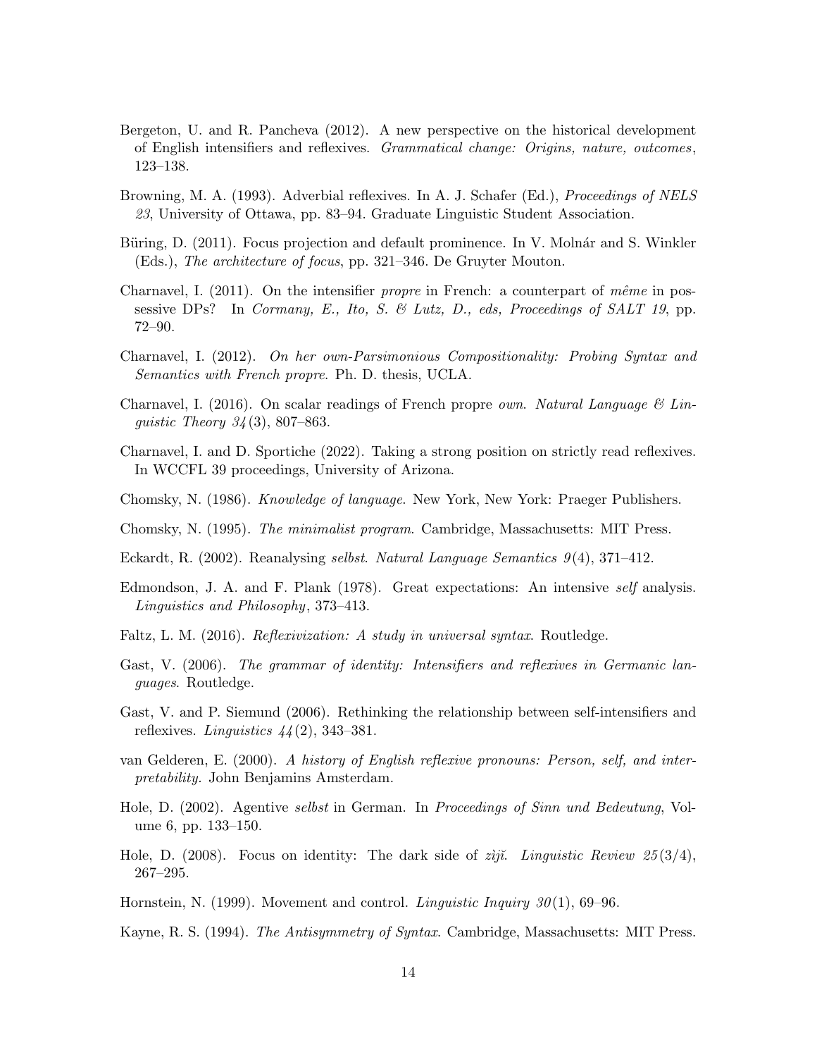Bergeton, U. and R. Pancheva (2012). A new perspective on the historical development of English intensifiers and reflexives. *Grammatical change: Origins, nature, outcomes*, 123–138.

Browning, M. A. (1993). Adverbial reflexives. In A. J. Schafer (Ed.), *Proceedings of NELS 23*, University of Ottawa, pp. 83–94. Graduate Linguistic Student Association.

Büring, D. (2011). Focus projection and default prominence. In V. Molnár and S. Winkler (Eds.), *The architecture of focus*, pp. 321–346. De Gruyter Mouton.

Charnavel, I. (2011). On the intensifier *propre* in French: a counterpart of *même* in possessive DPs? In *Cormany, E., Ito, S. & Lutz, D., eds, Proceedings of SALT 19*, pp. 72–90.

Charnavel, I. (2012). *On her own-Parsimonious Compositionality: Probing Syntax and Semantics with French propre*. Ph. D. thesis, UCLA.

Charnavel, I. (2016). On scalar readings of French propre *own*. *Natural Language & Linguistic Theory 34*(3), 807–863.

Charnavel, I. and D. Sportiche (2022). Taking a strong position on strictly read reflexives. In WCCFL 39 proceedings, University of Arizona.

Chomsky, N. (1986). *Knowledge of language*. New York, New York: Praeger Publishers.

Chomsky, N. (1995). *The minimalist program*. Cambridge, Massachusetts: MIT Press.

Eckardt, R. (2002). Reanalysing *selbst*. *Natural Language Semantics 9*(4), 371–412.

Edmondson, J. A. and F. Plank (1978). Great expectations: An intensive *self* analysis. *Linguistics and Philosophy*, 373–413.

Faltz, L. M. (2016). *Reflexivization: A study in universal syntax*. Routledge.

Gast, V. (2006). *The grammar of identity: Intensifiers and reflexives in Germanic languages*. Routledge.

Gast, V. and P. Siemund (2006). Rethinking the relationship between self-intensifiers and reflexives. *Linguistics 44*(2), 343–381.

van Gelderen, E. (2000). *A history of English reflexive pronouns: Person, self, and interpretability.* John Benjamins Amsterdam.

Hole, D. (2002). Agentive *selbst* in German. In *Proceedings of Sinn und Bedeutung*, Volume 6, pp. 133–150.

Hole, D. (2008). Focus on identity: The dark side of *zìjǐ*. *Linguistic Review 25*(3/4), 267–295.

Hornstein, N. (1999). Movement and control. *Linguistic Inquiry 30*(1), 69–96.

Kayne, R. S. (1994). *The Antisymmetry of Syntax*. Cambridge, Massachusetts: MIT Press.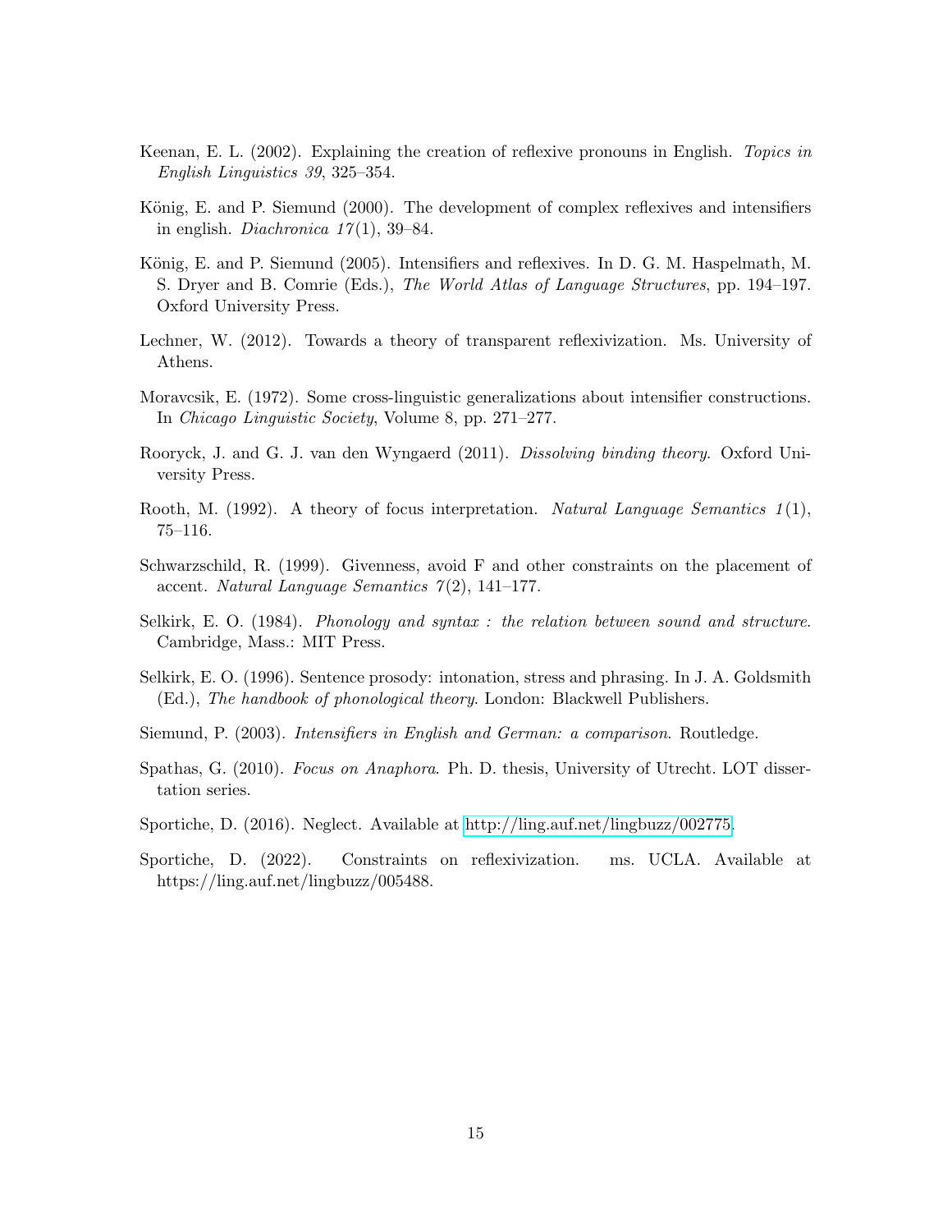Keenan, E. L. (2002). Explaining the creation of reflexive pronouns in English. *Topics in English Linguistics 39*, 325–354.

König, E. and P. Siemund (2000). The development of complex reflexives and intensifiers in english. *Diachronica 17*(1), 39–84.

König, E. and P. Siemund (2005). Intensifiers and reflexives. In D. G. M. Haspelmath, M. S. Dryer and B. Comrie (Eds.), *The World Atlas of Language Structures*, pp. 194–197. Oxford University Press.

Lechner, W. (2012). Towards a theory of transparent reflexivization. Ms. University of Athens.

Moravcsik, E. (1972). Some cross-linguistic generalizations about intensifier constructions. In *Chicago Linguistic Society*, Volume 8, pp. 271–277.

Rooryck, J. and G. J. van den Wyngaerd (2011). *Dissolving binding theory*. Oxford University Press.

Rooth, M. (1992). A theory of focus interpretation. *Natural Language Semantics 1*(1), 75–116.

Schwarzschild, R. (1999). Givenness, avoid F and other constraints on the placement of accent. *Natural Language Semantics 7*(2), 141–177.

Selkirk, E. O. (1984). *Phonology and syntax : the relation between sound and structure*. Cambridge, Mass.: MIT Press.

Selkirk, E. O. (1996). Sentence prosody: intonation, stress and phrasing. In J. A. Goldsmith (Ed.), *The handbook of phonological theory*. London: Blackwell Publishers.

Siemund, P. (2003). *Intensifiers in English and German: a comparison*. Routledge.

Spathas, G. (2010). *Focus on Anaphora*. Ph. D. thesis, University of Utrecht. LOT dissertation series.

Sportiche, D. (2016). Neglect. Available at http://ling.auf.net/lingbuzz/002775.

Sportiche, D. (2022). Constraints on reflexivization. ms. UCLA. Available at https://ling.auf.net/lingbuzz/005488.